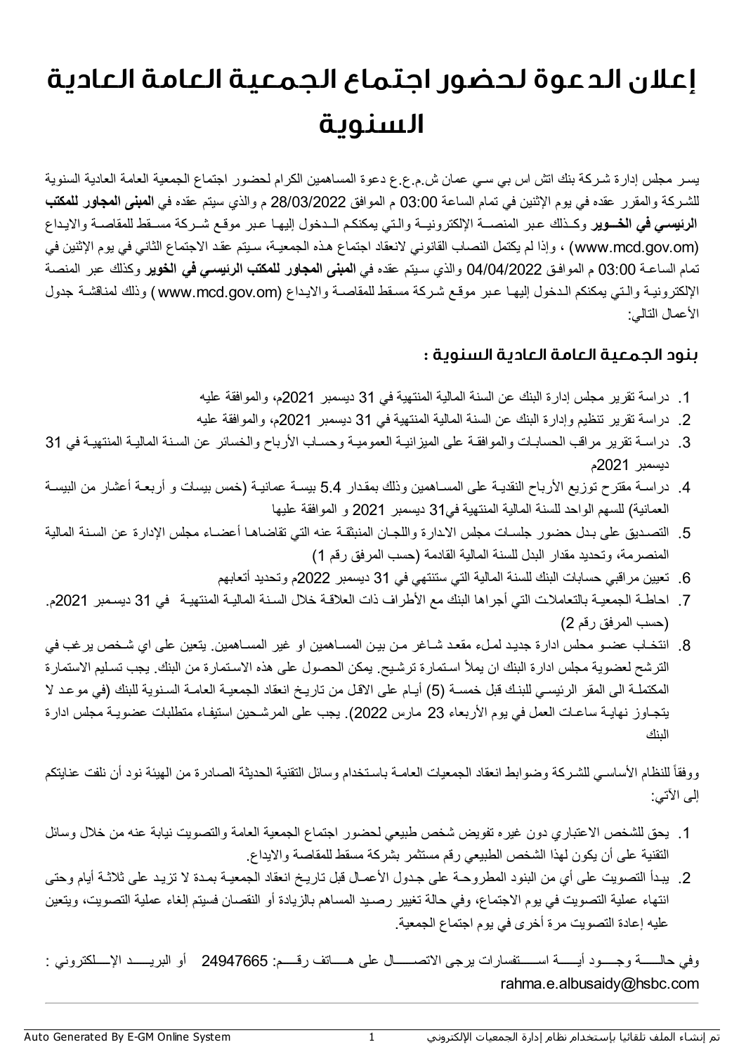# إعلان الدعوة لحضور اجتماع الجمعية العامة العادية السنوية

يسر مجلس إدارة شركة بنك اتش اس بي سي عمان ش.م.ع.ع دعوة المساهمين الكرام لحضور اجتماع الجمعية العامة العادية السنوية للشركة والمقرر عقده في يوم الإثنين في تمام الساعة 03:00 م الموافق 28/03/2022 م والذي سيتم عقده في **المبنى المجاور للمكتب الرئيسي في الخوير** وكذلك عبر المنصة الإلكترونية والتي يمكنكم الدخول إليها عبر موقع شركة مسقط للمقاصة والايداع (www.mcd.gov.om) ، وإذا لم يكتمل النصاب القانوني لانعقاد اجتماع هذه الجمعية، سيتم عقد الاجتماع الثاني في يوم الإثنين في تمام الساعة 03:00 م الموافق 04/04/2022 والذي سيتم عقده في **المبنى المجاور للمكتب الرئيسي في الخوير** وكذلك عبر المنصة الإلكترونية والتي يمكنكم الدخول إليها عبر موقع شركة مسقط للمقاصة والايداع (www.mcd.gov.om ) وذلك لمناقشة جدول الأعمال التالي:

## بنود الجمعية العامة العادية السنوية :

1. دراسة تقرير مجلس إدارة البنك عن السنة المالية المنتهية في 31 ديسمبر 2021م، والموافقة عليه
2. دراسة تقرير تنظيم وإدارة البنك عن السنة المالية المنتهية في 31 ديسمبر 2021م، والموافقة عليه
3. دراسة تقرير مراقب الحسابات والموافقة على الميزانية العمومية وحساب الأرباح والخسائر عن السنة المالية المنتهية في 31 ديسمبر 2021م
4. دراسة مقترح توزيع الأرباح النقدية على المساهمين وذلك بمقدار 5.4 بيسة عمانية (خمس بيسات و أربعة أعشار من البيسة العمانية) للسهم الواحد للسنة المالية المنتهية في31 ديسمبر 2021 و الموافقة عليها
5. التصديق على بدل حضور جلسات مجلس الادارة واللجان المنبثقة عنه التي تقاضاها أعضاء مجلس الإدارة عن السنة المالية المنصرمة، وتحديد مقدار البدل للسنة المالية القادمة (حسب المرفق رقم 1)
6. تعيين مراقبي حسابات البنك للسنة المالية التي ستنتهي في 31 ديسمبر 2022م وتحديد أتعابهم
7. احاطة الجمعية بالتعاملات التي أجراها البنك مع الأطراف ذات العلاقة خلال السنة المالية المنتهية في 31 ديسمبر 2021م. (حسب المرفق رقم 2)
8. انتخاب عضو مجلس ادارة جديد لملء مقعد شاغر من بين المساهمين او غير المساهمين. يتعين على اي شخص يرغب في الترشح لعضوية مجلس ادارة البنك ان يملأ استمارة ترشيح. يمكن الحصول على هذه الاستمارة من البنك. يجب تسليم الاستمارة المكتملة الى المقر الرئيسي للبنك قبل خمسة (5) أيام على الاقل من تاريخ انعقاد الجمعية العامة السنوية للبنك (في موعد لا يتجاوز نهاية ساعات العمل في يوم الأربعاء 23 مارس 2022). يجب على المرشحين استيفاء متطلبات عضوية مجلس ادارة البنك

ووفقاً للنظام الأساسي للشركة وضوابط انعقاد الجمعيات العامة باستخدام وسائل التقنية الحديثة الصادرة من الهيئة نود أن نلفت عنايتكم إلى الآتي:

1. يحق للشخص الاعتباري دون غيره تفويض شخص طبيعي لحضور اجتماع الجمعية العامة والتصويت نيابة عنه من خلال وسائل التقنية على أن يكون لهذا الشخص الطبيعي رقم مستثمر بشركة مسقط للمقاصة والايداع.
2. يبدأ التصويت على أي من البنود المطروحة على جدول الأعمال قبل تاريخ انعقاد الجمعية بمدة لا تزيد على ثلاثة أيام وحتى انتهاء عملية التصويت في يوم الاجتماع، وفي حالة تغيير رصيد المساهم بالزيادة أو النقصان فسيتم إلغاء عملية التصويت، ويتعين عليه إعادة التصويت مرة أخرى في يوم اجتماع الجمعية.

وفي حالة وجود أية استفسارات يرجى الاتصال على هاتف رقم: 24947665 أو البريد الإلكتروني : rahma.e.albusaidy@hsbc.com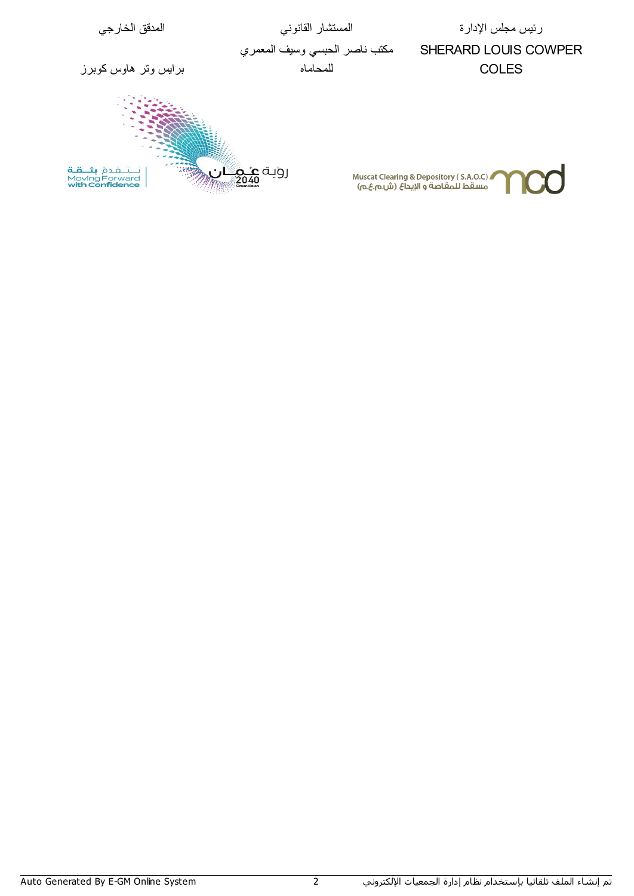| رئيس مجلس الإدارة | المستشار القانوني | المدقق الخارجي |
|---|---|---|
| SHERARD LOUIS COWPER COLES | مكتب ناصر الحبسي وسيف المعمري للمحاماه | برايس وتر هاوس كوبرز |

Muscat Clearing & Depository ( S.A.O.C)
مسقط للمقاصة و الإيداع (ش.م.ع.م)

رؤية عُمان 2040
Oman Vision

نتقدم بثقة
Moving Forward with Confidence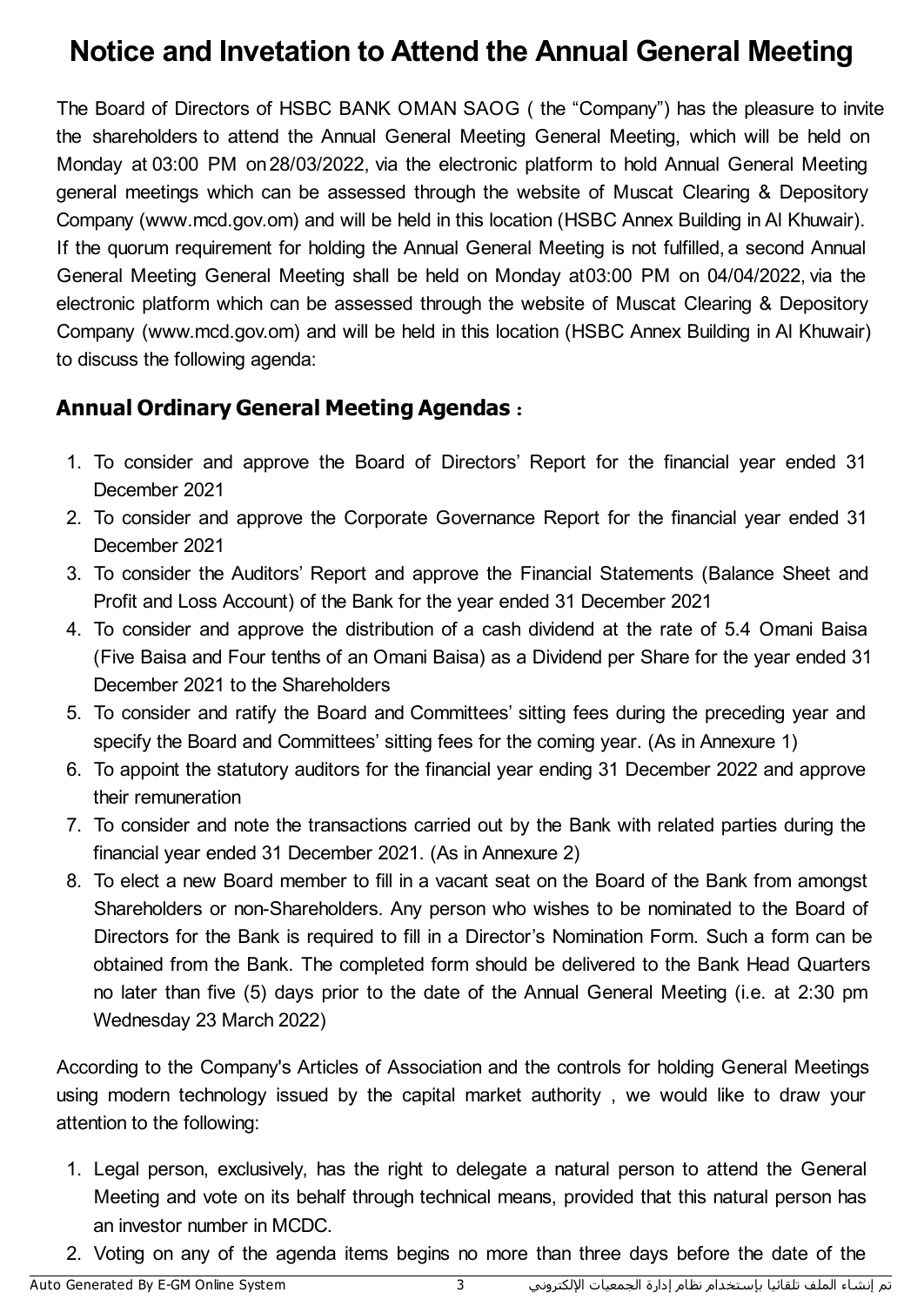# Notice and Invetation to Attend the Annual General Meeting

The Board of Directors of HSBC BANK OMAN SAOG ( the "Company") has the pleasure to invite the shareholders to attend the Annual General Meeting General Meeting, which will be held on Monday at 03:00 PM on 28/03/2022, via the electronic platform to hold Annual General Meeting general meetings which can be assessed through the website of Muscat Clearing & Depository Company (www.mcd.gov.om) and will be held in this location (HSBC Annex Building in Al Khuwair). If the quorum requirement for holding the Annual General Meeting is not fulfilled, a second Annual General Meeting General Meeting shall be held on Monday at03:00 PM on 04/04/2022, via the electronic platform which can be assessed through the website of Muscat Clearing & Depository Company (www.mcd.gov.om) and will be held in this location (HSBC Annex Building in Al Khuwair) to discuss the following agenda:

## Annual Ordinary General Meeting Agendas :

1. To consider and approve the Board of Directors' Report for the financial year ended 31 December 2021
2. To consider and approve the Corporate Governance Report for the financial year ended 31 December 2021
3. To consider the Auditors' Report and approve the Financial Statements (Balance Sheet and Profit and Loss Account) of the Bank for the year ended 31 December 2021
4. To consider and approve the distribution of a cash dividend at the rate of 5.4 Omani Baisa (Five Baisa and Four tenths of an Omani Baisa) as a Dividend per Share for the year ended 31 December 2021 to the Shareholders
5. To consider and ratify the Board and Committees' sitting fees during the preceding year and specify the Board and Committees' sitting fees for the coming year. (As in Annexure 1)
6. To appoint the statutory auditors for the financial year ending 31 December 2022 and approve their remuneration
7. To consider and note the transactions carried out by the Bank with related parties during the financial year ended 31 December 2021. (As in Annexure 2)
8. To elect a new Board member to fill in a vacant seat on the Board of the Bank from amongst Shareholders or non-Shareholders. Any person who wishes to be nominated to the Board of Directors for the Bank is required to fill in a Director's Nomination Form. Such a form can be obtained from the Bank. The completed form should be delivered to the Bank Head Quarters no later than five (5) days prior to the date of the Annual General Meeting (i.e. at 2:30 pm Wednesday 23 March 2022)

According to the Company's Articles of Association and the controls for holding General Meetings using modern technology issued by the capital market authority , we would like to draw your attention to the following:

1. Legal person, exclusively, has the right to delegate a natural person to attend the General Meeting and vote on its behalf through technical means, provided that this natural person has an investor number in MCDC.
2. Voting on any of the agenda items begins no more than three days before the date of the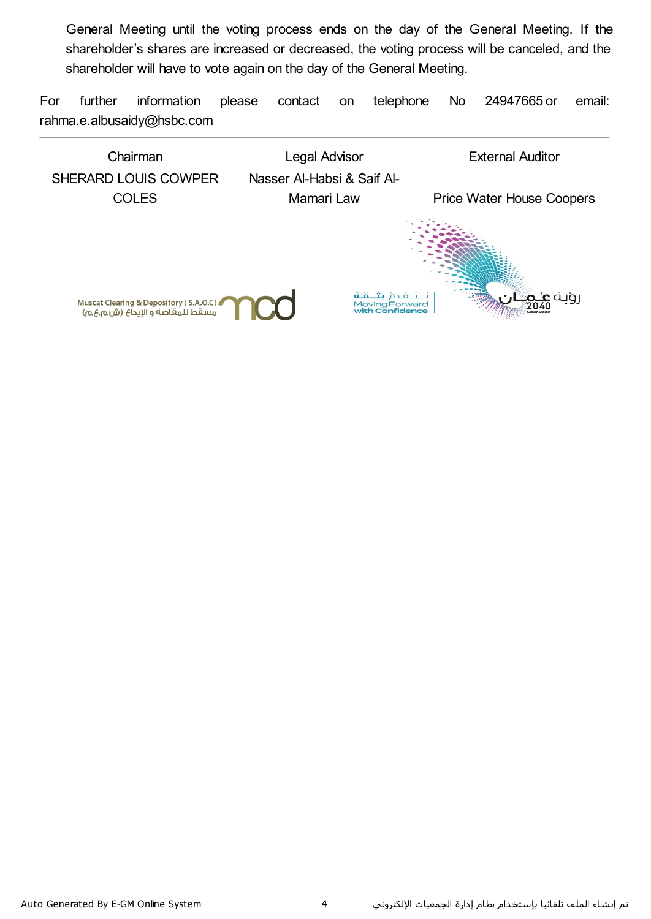General Meeting until the voting process ends on the day of the General Meeting. If the shareholder's shares are increased or decreased, the voting process will be canceled, and the shareholder will have to vote again on the day of the General Meeting.

For further information please contact on telephone No 24947665 or email: rahma.e.albusaidy@hsbc.com

---

| Chairman | Legal Advisor | External Auditor |
| --- | --- | --- |
| SHERARD LOUIS COWPER COLES | Nasser Al-Habsi & Saif Al-Mamari Law | Price Water House Coopers |